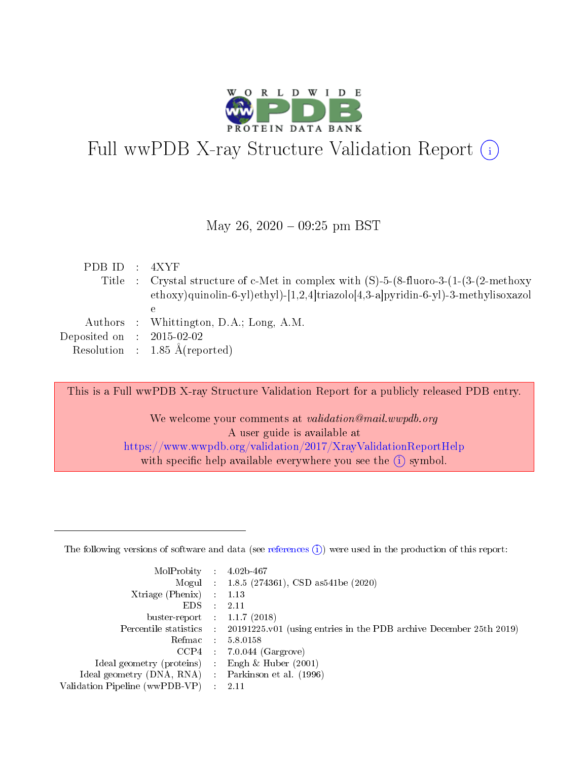# Full wwPDB X-ray Structure Validation Report (i)

May 26, 2020 – 09:25 pm BST

| | | |
|---|---|---|
| PDB ID | : | 4XYF |
| Title | : | Crystal structure of c-Met in complex with (S)-5-(8-fluoro-3-(1-(3-(2-methoxy ethoxy)quinolin-6-yl)ethyl)-[1,2,4]triazolo[4,3-a]pyridin-6-yl)-3-methylisoxazole |
| Authors | : | Whittington, D.A.; Long, A.M. |
| Deposited on | : | 2015-02-02 |
| Resolution | : | 1.85 Å(reported) |

This is a Full wwPDB X-ray Structure Validation Report for a publicly released PDB entry.

We welcome your comments at *validation@mail.wwpdb.org*
A user guide is available at
https://www.wwpdb.org/validation/2017/XrayValidationReportHelp
with specific help available everywhere you see the (i) symbol.

---

The following versions of software and data (see references (i)) were used in the production of this report:

| | | |
|---|---|---|
| MolProbity | : | 4.02b-467 |
| Mogul | : | 1.8.5 (274361), CSD as541be (2020) |
| Xtriage (Phenix) | : | 1.13 |
| EDS | : | 2.11 |
| buster-report | : | 1.1.7 (2018) |
| Percentile statistics | : | 20191225.v01 (using entries in the PDB archive December 25th 2019) |
| Refmac | : | 5.8.0158 |
| CCP4 | : | 7.0.044 (Gargrove) |
| Ideal geometry (proteins) | : | Engh & Huber (2001) |
| Ideal geometry (DNA, RNA) | : | Parkinson et al. (1996) |
| Validation Pipeline (wwPDB-VP) | : | 2.11 |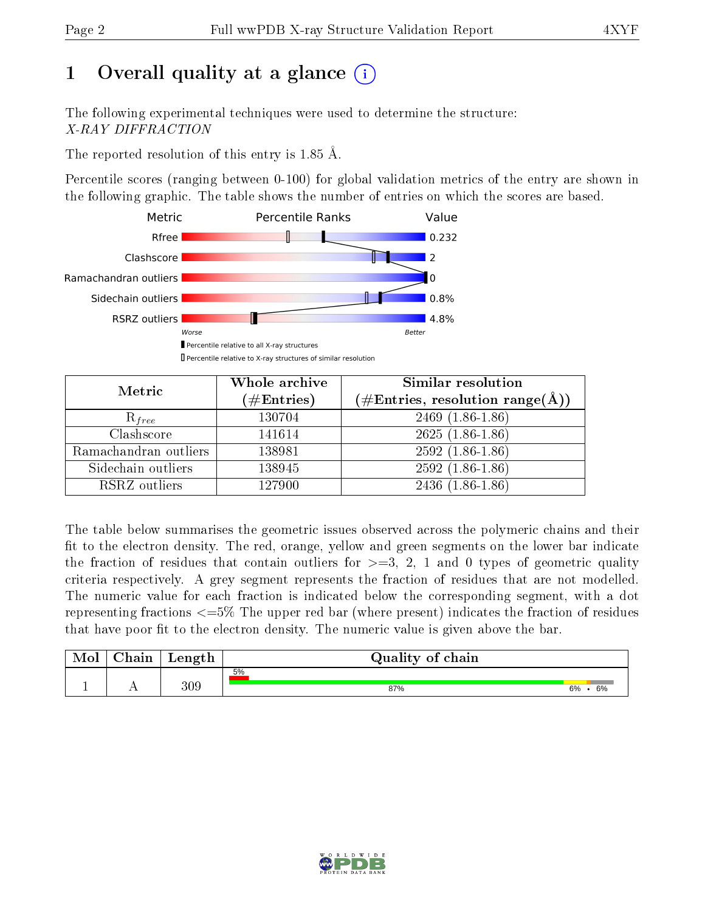# 1 Overall quality at a glance (i)

The following experimental techniques were used to determine the structure:
*X-RAY DIFFRACTION*

The reported resolution of this entry is 1.85 Å.

Percentile scores (ranging between 0-100) for global validation metrics of the entry are shown in the following graphic. The table shows the number of entries on which the scores are based.

| Metric | Value |
|---|---|
| Rfree | 0.232 |
| Clashscore | 2 |
| Ramachandran outliers | 0 |
| Sidechain outliers | 0.8% |
| RSRZ outliers | 4.8% |

Worse — Better

▮ Percentile relative to all X-ray structures
▯ Percentile relative to X-ray structures of similar resolution

| Metric | Whole archive (#Entries) | Similar resolution (#Entries, resolution range(Å)) |
|---|---|---|
| $R_{free}$ | 130704 | 2469 (1.86-1.86) |
| Clashscore | 141614 | 2625 (1.86-1.86) |
| Ramachandran outliers | 138981 | 2592 (1.86-1.86) |
| Sidechain outliers | 138945 | 2592 (1.86-1.86) |
| RSRZ outliers | 127900 | 2436 (1.86-1.86) |

The table below summarises the geometric issues observed across the polymeric chains and their fit to the electron density. The red, orange, yellow and green segments on the lower bar indicate the fraction of residues that contain outliers for >=3, 2, 1 and 0 types of geometric quality criteria respectively. A grey segment represents the fraction of residues that are not modelled. The numeric value for each fraction is indicated below the corresponding segment, with a dot representing fractions <=5% The upper red bar (where present) indicates the fraction of residues that have poor fit to the electron density. The numeric value is given above the bar.

| Mol | Chain | Length | Quality of chain |
|---|---|---|---|
| 1 | A | 309 | 5% (poor fit); 87%, 6%, •, 6% |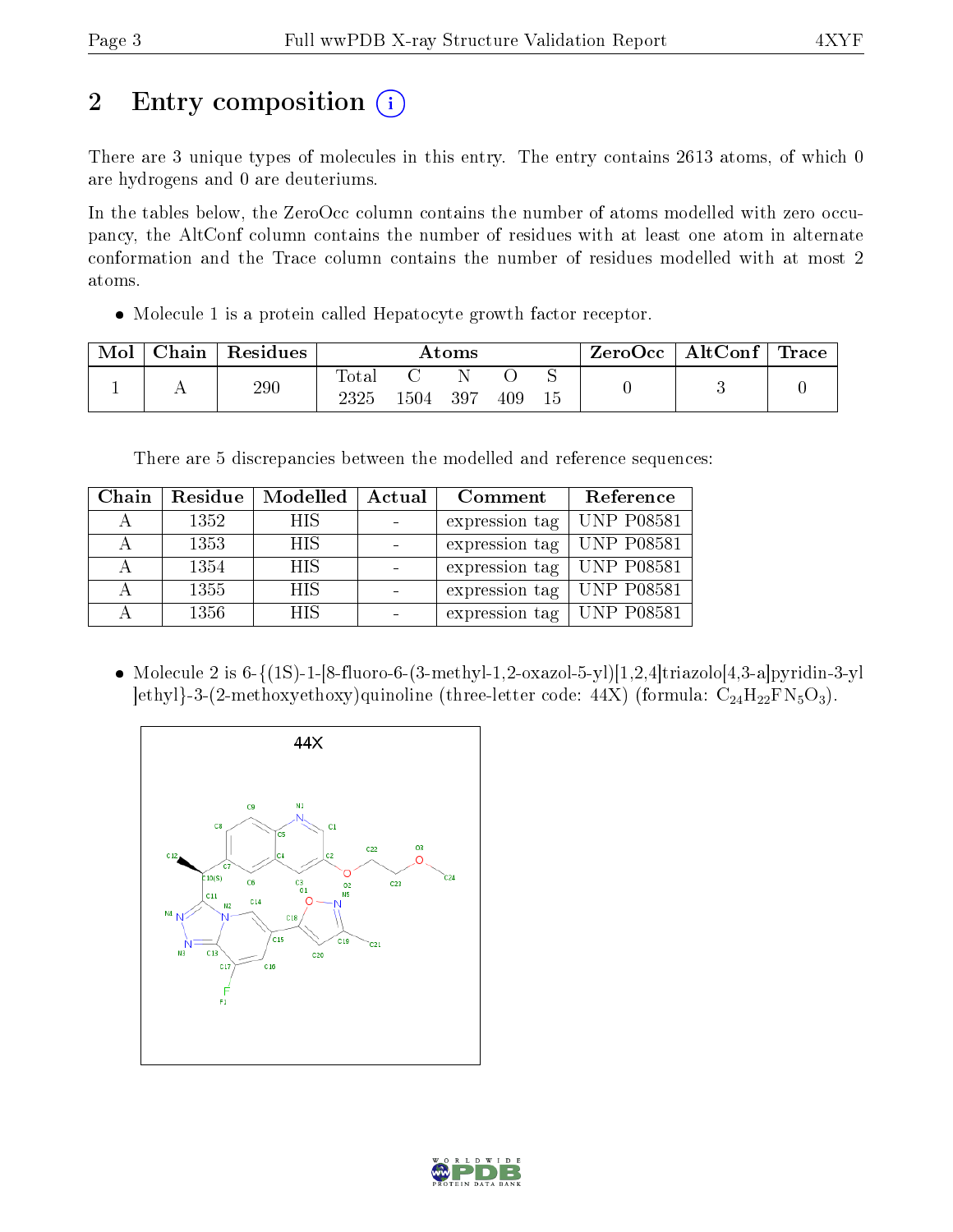# 2 Entry composition (i)

There are 3 unique types of molecules in this entry. The entry contains 2613 atoms, of which 0 are hydrogens and 0 are deuteriums.

In the tables below, the ZeroOcc column contains the number of atoms modelled with zero occupancy, the AltConf column contains the number of residues with at least one atom in alternate conformation and the Trace column contains the number of residues modelled with at most 2 atoms.

- Molecule 1 is a protein called Hepatocyte growth factor receptor.

| Mol | Chain | Residues | Atoms | | | | | ZeroOcc | AltConf | Trace |
|---|---|---|---|---|---|---|---|---|---|---|
| 1 | A | 290 | Total | C | N | O | S | 0 | 3 | 0 |
| | | | 2325 | 1504 | 397 | 409 | 15 | | | |

There are 5 discrepancies between the modelled and reference sequences:

| Chain | Residue | Modelled | Actual | Comment | Reference |
|---|---|---|---|---|---|
| A | 1352 | HIS | - | expression tag | UNP P08581 |
| A | 1353 | HIS | - | expression tag | UNP P08581 |
| A | 1354 | HIS | - | expression tag | UNP P08581 |
| A | 1355 | HIS | - | expression tag | UNP P08581 |
| A | 1356 | HIS | - | expression tag | UNP P08581 |

- Molecule 2 is 6-{(1S)-1-[8-fluoro-6-(3-methyl-1,2-oxazol-5-yl)[1,2,4]triazolo[4,3-a]pyridin-3-yl]ethyl}-3-(2-methoxyethoxy)quinoline (three-letter code: 44X) (formula: $C_{24}H_{22}FN_5O_3$).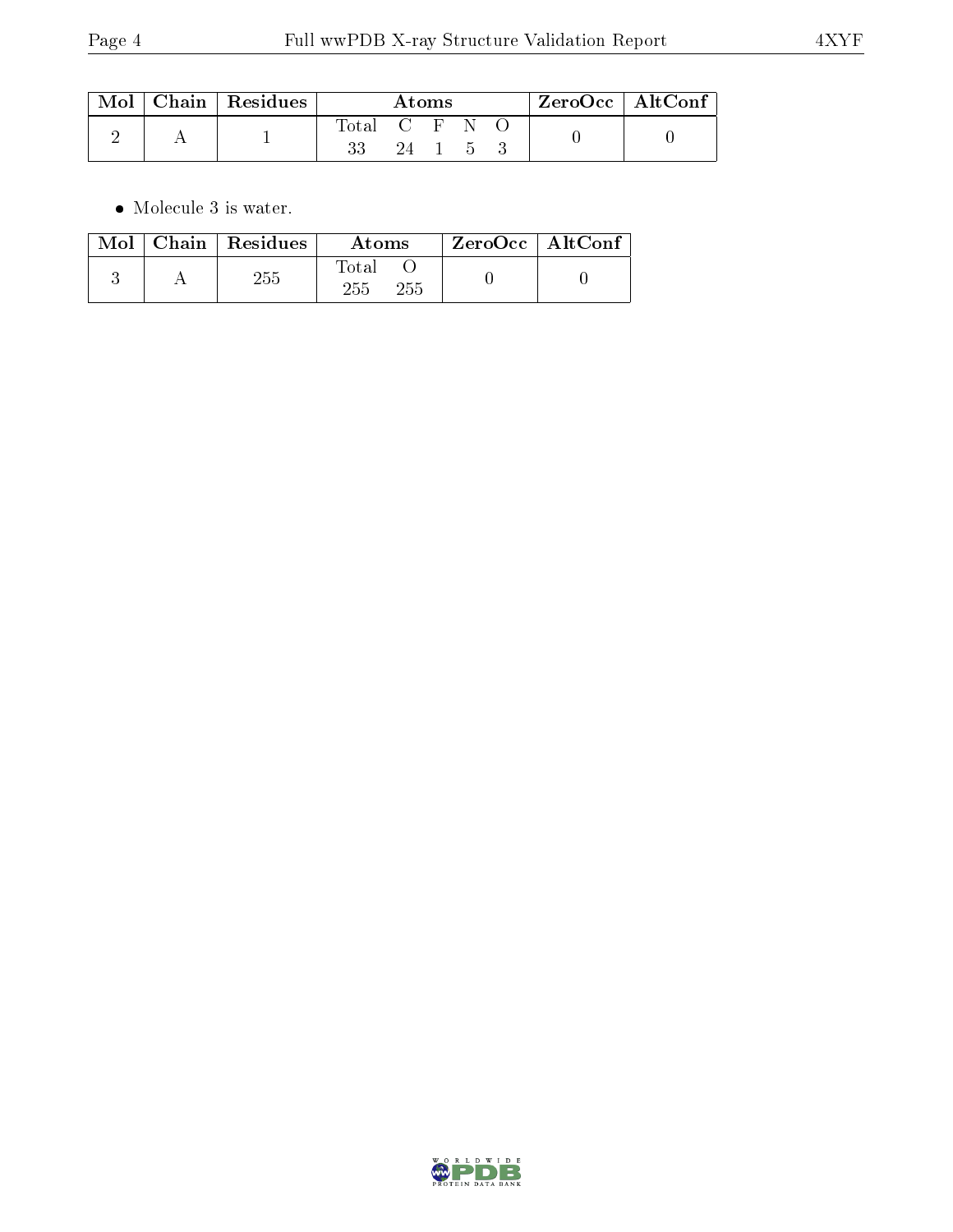| Mol | Chain | Residues | Atoms | | | | | ZeroOcc | AltConf |
|---|---|---|---|---|---|---|---|---|---|
| | | | Total | C | F | N | O | | |
| 2 | A | 1 | 33 | 24 | 1 | 5 | 3 | 0 | 0 |

- Molecule 3 is water.

| Mol | Chain | Residues | Atoms | | ZeroOcc | AltConf |
|---|---|---|---|---|---|---|
| | | | Total | O | | |
| 3 | A | 255 | 255 | 255 | 0 | 0 |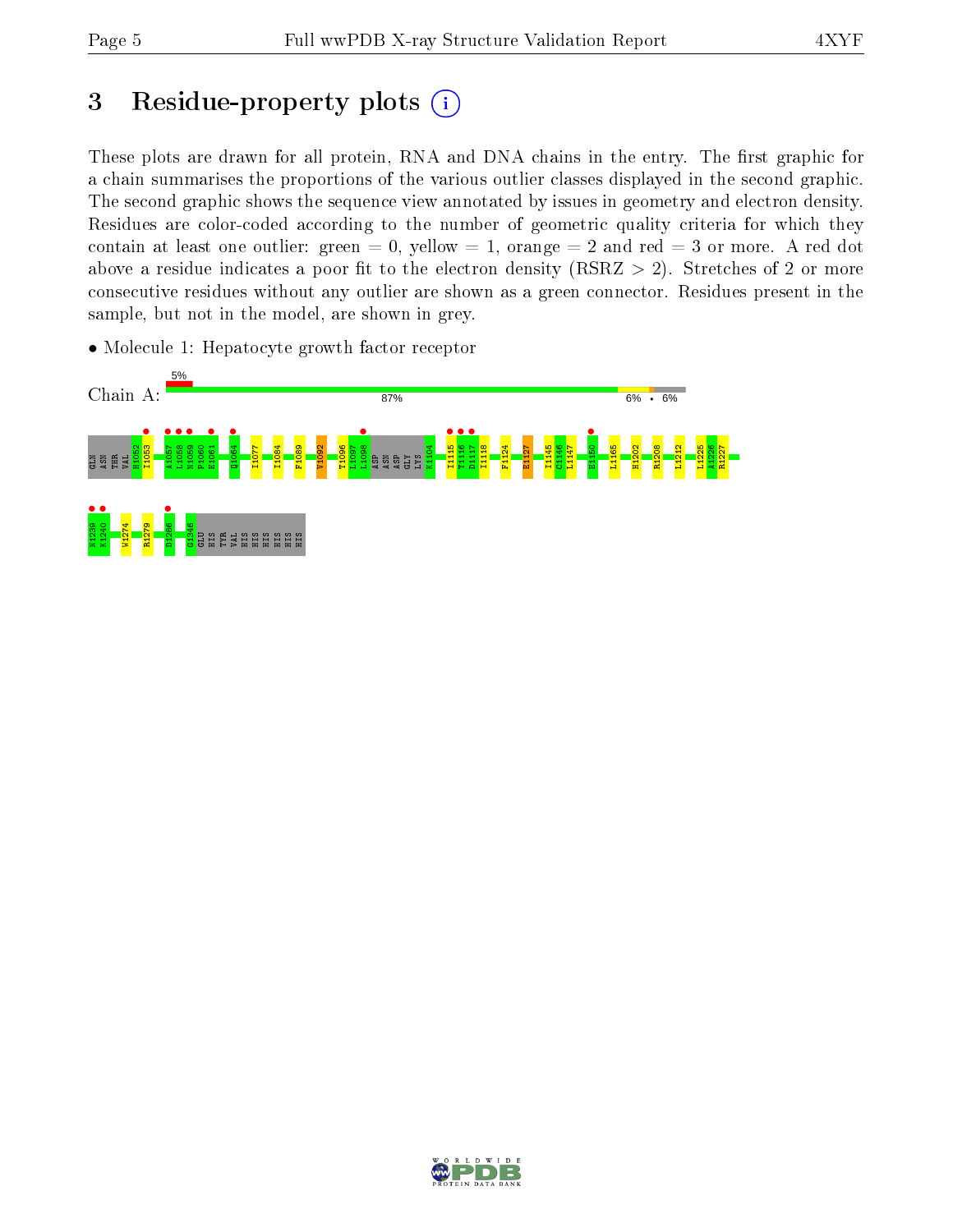# 3 Residue-property plots

These plots are drawn for all protein, RNA and DNA chains in the entry. The first graphic for a chain summarises the proportions of the various outlier classes displayed in the second graphic. The second graphic shows the sequence view annotated by issues in geometry and electron density. Residues are color-coded according to the number of geometric quality criteria for which they contain at least one outlier: green = 0, yellow = 1, orange = 2 and red = 3 or more. A red dot above a residue indicates a poor fit to the electron density (RSRZ > 2). Stretches of 2 or more consecutive residues without any outlier are shown as a green connector. Residues present in the sample, but not in the model, are shown in grey.

- Molecule 1: Hepatocyte growth factor receptor

Chain A: 5% | 87% | 6% | • | 6%

GLN ASN THR VAL H1052 I1053 A1057 L1058 N1059 P1060 E1061 Q1064 I1077 I1084 F1089 V1092 T1096 L1097 L1098 ASP ASN ASP GLY LYS K1104 I1115 T1116 D1117 I1118 F1124 E1127 I1145 C1146 L1147 E1150 L1165 H1202 R1208 L1212 L1225 A1226 R1227 N1229 K1240 W1274 R1279 D1286 G1346 GLU HIS TYR VAL HIS HIS HIS HIS HIS HIS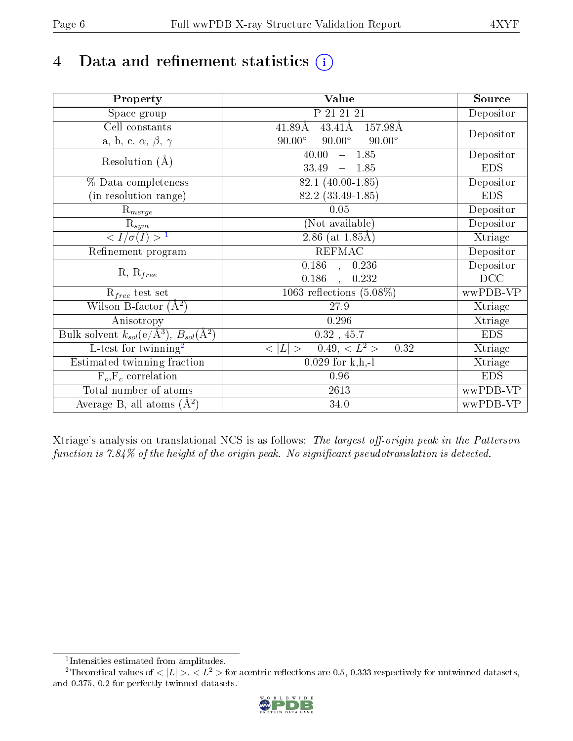# 4 Data and refinement statistics (i)

| Property | Value | Source |
|---|---|---|
| Space group | P 21 21 21 | Depositor |
| Cell constants<br>a, b, c, $\alpha$, $\beta$, $\gamma$ | 41.89Å 43.41Å 157.98Å<br>90.00° 90.00° 90.00° | Depositor |
| Resolution (Å) | 40.00 – 1.85<br>33.49 – 1.85 | Depositor<br>EDS |
| % Data completeness<br>(in resolution range) | 82.1 (40.00-1.85)<br>82.2 (33.49-1.85) | Depositor<br>EDS |
| $R_{merge}$ | 0.05 | Depositor |
| $R_{sym}$ | (Not available) | Depositor |
| $< I/\sigma(I) >$ [1] | 2.86 (at 1.85Å) | Xtriage |
| Refinement program | REFMAC | Depositor |
| R, $R_{free}$ | 0.186 , 0.236<br>0.186 , 0.232 | Depositor<br>DCC |
| $R_{free}$ test set | 1063 reflections (5.08%) | wwPDB-VP |
| Wilson B-factor (Å$^2$) | 27.9 | Xtriage |
| Anisotropy | 0.296 | Xtriage |
| Bulk solvent $k_{sol}$(e/Å$^3$), $B_{sol}$(Å$^2$) | 0.32 , 45.7 | EDS |
| L-test for twinning[2] | $< \|L\| >$ = 0.49, $< L^2 >$ = 0.32 | Xtriage |
| Estimated twinning fraction | 0.029 for k,h,-l | Xtriage |
| $F_o$,$F_c$ correlation | 0.96 | EDS |
| Total number of atoms | 2613 | wwPDB-VP |
| Average B, all atoms (Å$^2$) | 34.0 | wwPDB-VP |

Xtriage's analysis on translational NCS is as follows: *The largest off-origin peak in the Patterson function is 7.84% of the height of the origin peak. No significant pseudotranslation is detected.*

[1] Intensities estimated from amplitudes.

[2] Theoretical values of $< |L| >$, $< L^2 >$ for acentric reflections are 0.5, 0.333 respectively for untwinned datasets, and 0.375, 0.2 for perfectly twinned datasets.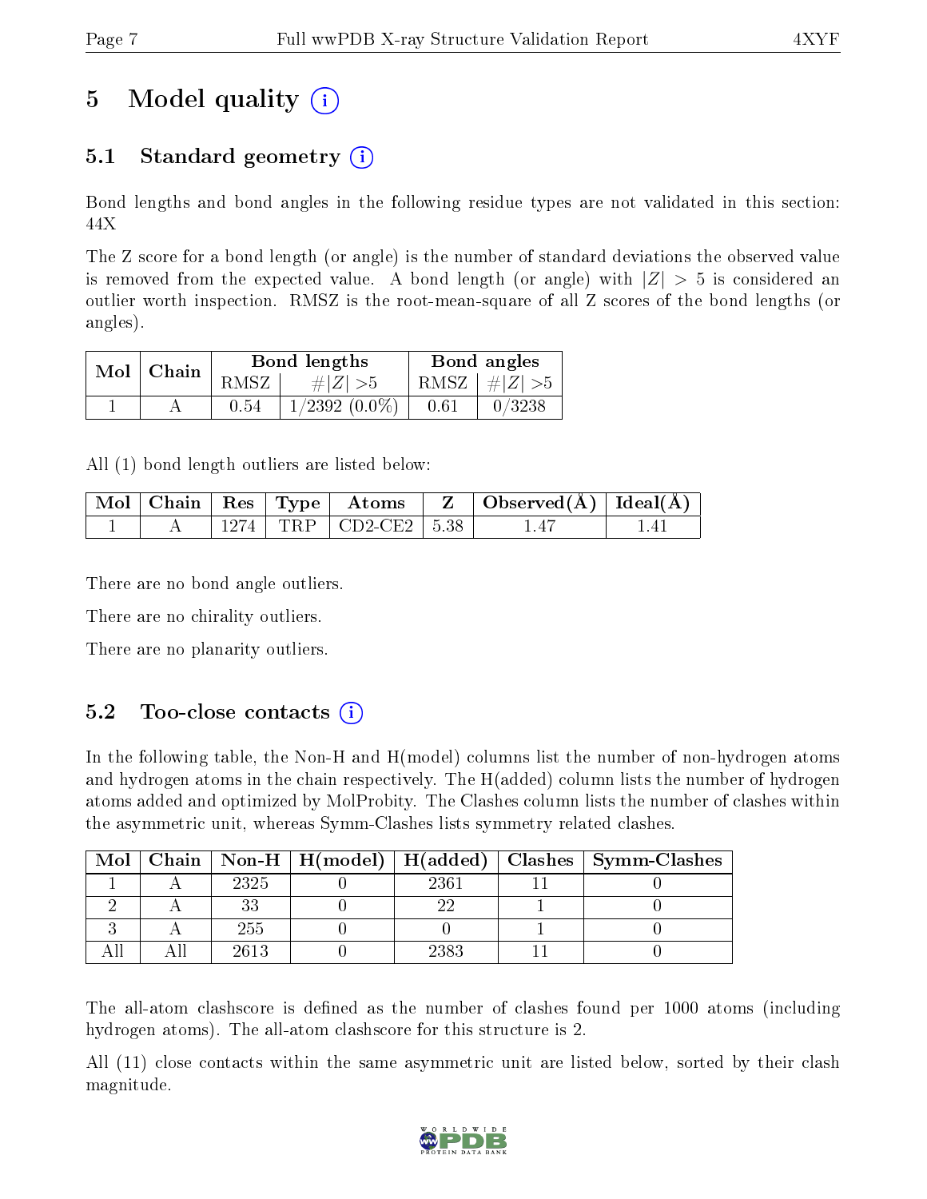# 5 Model quality (i)

## 5.1 Standard geometry (i)

Bond lengths and bond angles in the following residue types are not validated in this section: 44X

The Z score for a bond length (or angle) is the number of standard deviations the observed value is removed from the expected value. A bond length (or angle) with $|Z| > 5$ is considered an outlier worth inspection. RMSZ is the root-mean-square of all Z scores of the bond lengths (or angles).

| Mol | Chain | Bond lengths | | Bond angles | |
|---|---|---|---|---|---|
| | | RMSZ | #$\|Z\|$ >5 | RMSZ | #$\|Z\|$ >5 |
| 1 | A | 0.54 | 1/2392 (0.0%) | 0.61 | 0/3238 |

All (1) bond length outliers are listed below:

| Mol | Chain | Res | Type | Atoms | Z | Observed(Å) | Ideal(Å) |
|---|---|---|---|---|---|---|---|
| 1 | A | 1274 | TRP | CD2-CE2 | 5.38 | 1.47 | 1.41 |

There are no bond angle outliers.

There are no chirality outliers.

There are no planarity outliers.

## 5.2 Too-close contacts (i)

In the following table, the Non-H and H(model) columns list the number of non-hydrogen atoms and hydrogen atoms in the chain respectively. The H(added) column lists the number of hydrogen atoms added and optimized by MolProbity. The Clashes column lists the number of clashes within the asymmetric unit, whereas Symm-Clashes lists symmetry related clashes.

| Mol | Chain | Non-H | H(model) | H(added) | Clashes | Symm-Clashes |
|---|---|---|---|---|---|---|
| 1 | A | 2325 | 0 | 2361 | 11 | 0 |
| 2 | A | 33 | 0 | 22 | 1 | 0 |
| 3 | A | 255 | 0 | 0 | 1 | 0 |
| All | All | 2613 | 0 | 2383 | 11 | 0 |

The all-atom clashscore is defined as the number of clashes found per 1000 atoms (including hydrogen atoms). The all-atom clashscore for this structure is 2.

All (11) close contacts within the same asymmetric unit are listed below, sorted by their clash magnitude.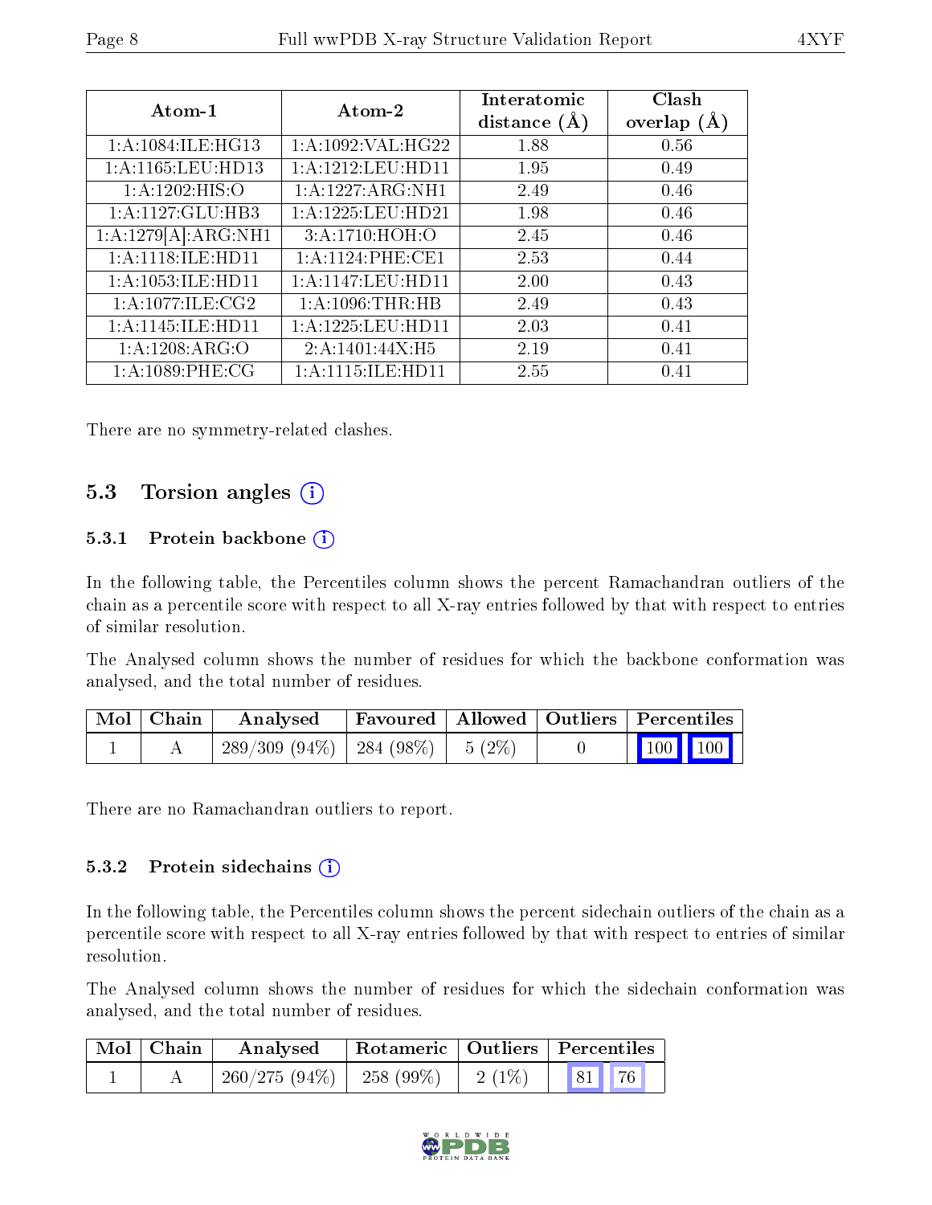| Atom-1 | Atom-2 | Interatomic distance (Å) | Clash overlap (Å) |
|---|---|---|---|
| 1:A:1084:ILE:HG13 | 1:A:1092:VAL:HG22 | 1.88 | 0.56 |
| 1:A:1165:LEU:HD13 | 1:A:1212:LEU:HD11 | 1.95 | 0.49 |
| 1:A:1202:HIS:O | 1:A:1227:ARG:NH1 | 2.49 | 0.46 |
| 1:A:1127:GLU:HB3 | 1:A:1225:LEU:HD21 | 1.98 | 0.46 |
| 1:A:1279[A]:ARG:NH1 | 3:A:1710:HOH:O | 2.45 | 0.46 |
| 1:A:1118:ILE:HD11 | 1:A:1124:PHE:CE1 | 2.53 | 0.44 |
| 1:A:1053:ILE:HD11 | 1:A:1147:LEU:HD11 | 2.00 | 0.43 |
| 1:A:1077:ILE:CG2 | 1:A:1096:THR:HB | 2.49 | 0.43 |
| 1:A:1145:ILE:HD11 | 1:A:1225:LEU:HD11 | 2.03 | 0.41 |
| 1:A:1208:ARG:O | 2:A:1401:44X:H5 | 2.19 | 0.41 |
| 1:A:1089:PHE:CG | 1:A:1115:ILE:HD11 | 2.55 | 0.41 |

There are no symmetry-related clashes.

## 5.3 Torsion angles (i)

### 5.3.1 Protein backbone (i)

In the following table, the Percentiles column shows the percent Ramachandran outliers of the chain as a percentile score with respect to all X-ray entries followed by that with respect to entries of similar resolution.

The Analysed column shows the number of residues for which the backbone conformation was analysed, and the total number of residues.

| Mol | Chain | Analysed | Favoured | Allowed | Outliers | Percentiles | |
|---|---|---|---|---|---|---|---|
| 1 | A | 289/309 (94%) | 284 (98%) | 5 (2%) | 0 | 100 | 100 |

There are no Ramachandran outliers to report.

### 5.3.2 Protein sidechains (i)

In the following table, the Percentiles column shows the percent sidechain outliers of the chain as a percentile score with respect to all X-ray entries followed by that with respect to entries of similar resolution.

The Analysed column shows the number of residues for which the sidechain conformation was analysed, and the total number of residues.

| Mol | Chain | Analysed | Rotameric | Outliers | Percentiles | |
|---|---|---|---|---|---|---|
| 1 | A | 260/275 (94%) | 258 (99%) | 2 (1%) | 81 | 76 |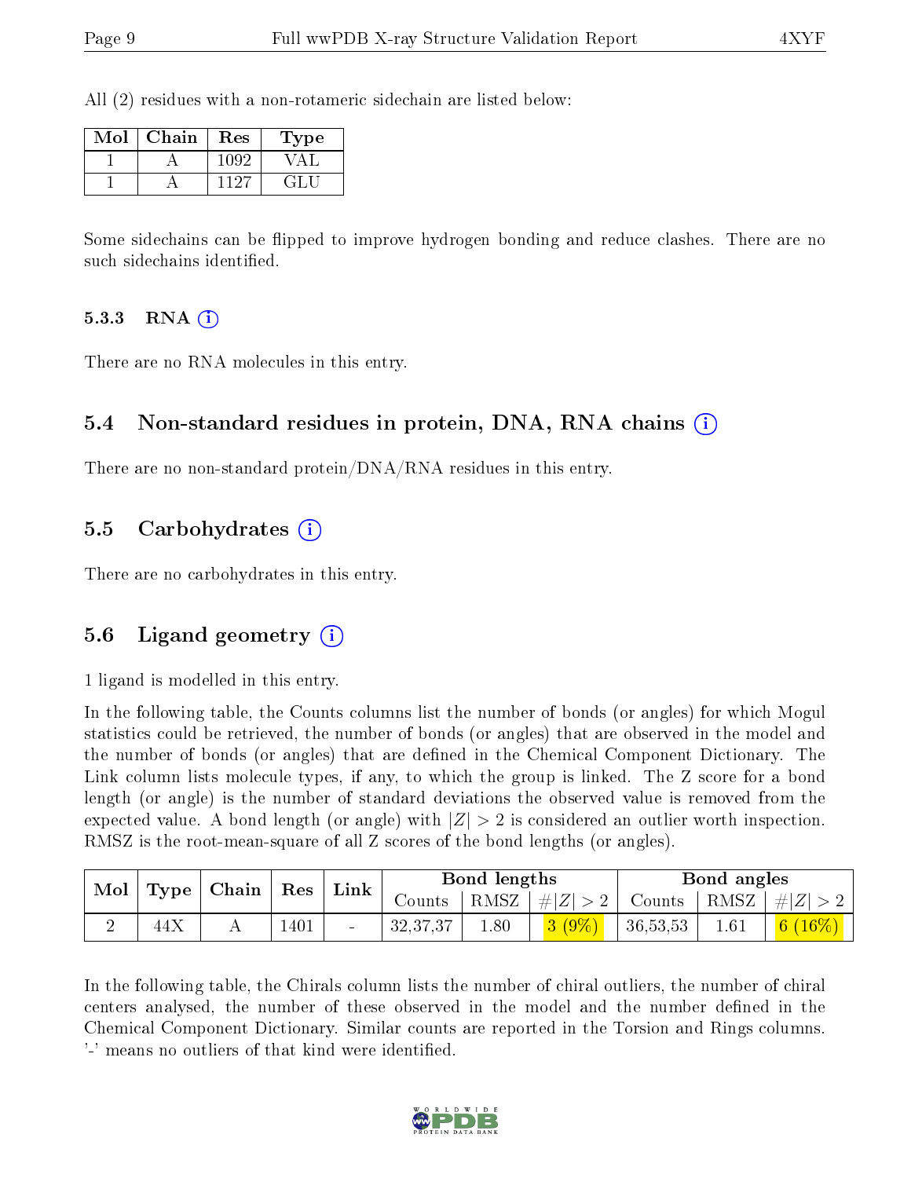All (2) residues with a non-rotameric sidechain are listed below:

| Mol | Chain | Res | Type |
|---|---|---|---|
| 1 | A | 1092 | VAL |
| 1 | A | 1127 | GLU |

Some sidechains can be flipped to improve hydrogen bonding and reduce clashes. There are no such sidechains identified.

### 5.3.3 RNA (i)

There are no RNA molecules in this entry.

## 5.4 Non-standard residues in protein, DNA, RNA chains (i)

There are no non-standard protein/DNA/RNA residues in this entry.

## 5.5 Carbohydrates (i)

There are no carbohydrates in this entry.

## 5.6 Ligand geometry (i)

1 ligand is modelled in this entry.

In the following table, the Counts columns list the number of bonds (or angles) for which Mogul statistics could be retrieved, the number of bonds (or angles) that are observed in the model and the number of bonds (or angles) that are defined in the Chemical Component Dictionary. The Link column lists molecule types, if any, to which the group is linked. The Z score for a bond length (or angle) is the number of standard deviations the observed value is removed from the expected value. A bond length (or angle) with $|Z| > 2$ is considered an outlier worth inspection. RMSZ is the root-mean-square of all Z scores of the bond lengths (or angles).

| Mol | Type | Chain | Res | Link | Bond lengths | | | Bond angles | | |
|---|---|---|---|---|---|---|---|---|---|---|
| | | | | | Counts | RMSZ | $\#\|Z\| > 2$ | Counts | RMSZ | $\#\|Z\| > 2$ |
| 2 | 44X | A | 1401 | - | 32,37,37 | 1.80 | 3 (9%) | 36,53,53 | 1.61 | 6 (16%) |

In the following table, the Chirals column lists the number of chiral outliers, the number of chiral centers analysed, the number of these observed in the model and the number defined in the Chemical Component Dictionary. Similar counts are reported in the Torsion and Rings columns. '-' means no outliers of that kind were identified.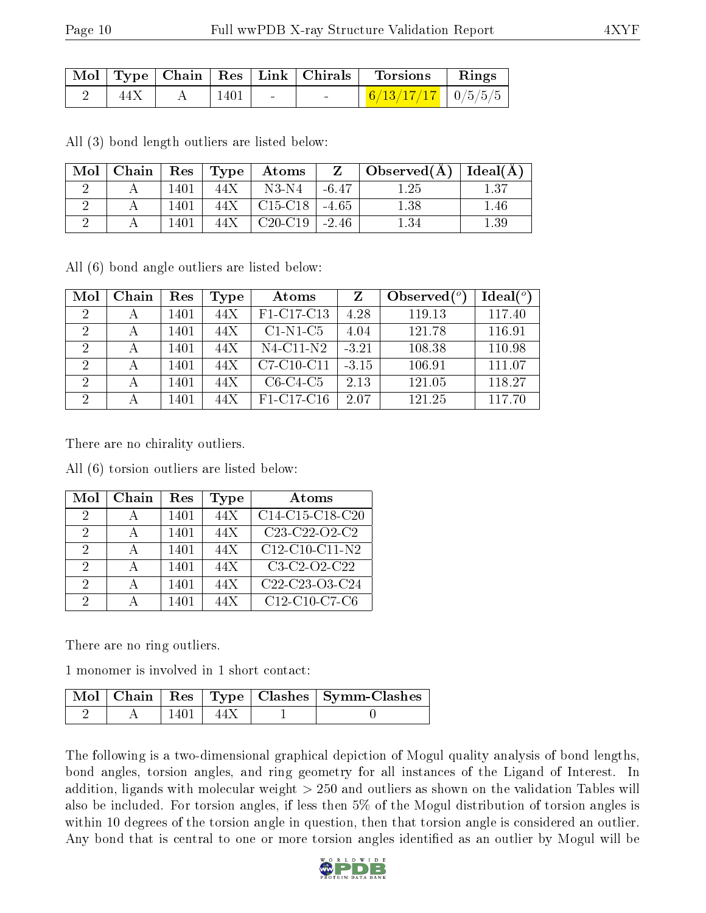| Mol | Type | Chain | Res | Link | Chirals | Torsions | Rings |
|---|---|---|---|---|---|---|---|
| 2 | 44X | A | 1401 | - | - | 6/13/17/17 | 0/5/5/5 |

All (3) bond length outliers are listed below:

| Mol | Chain | Res | Type | Atoms | Z | Observed(Å) | Ideal(Å) |
|---|---|---|---|---|---|---|---|
| 2 | A | 1401 | 44X | N3-N4 | -6.47 | 1.25 | 1.37 |
| 2 | A | 1401 | 44X | C15-C18 | -4.65 | 1.38 | 1.46 |
| 2 | A | 1401 | 44X | C20-C19 | -2.46 | 1.34 | 1.39 |

All (6) bond angle outliers are listed below:

| Mol | Chain | Res | Type | Atoms | Z | Observed(°) | Ideal(°) |
|---|---|---|---|---|---|---|---|
| 2 | A | 1401 | 44X | F1-C17-C13 | 4.28 | 119.13 | 117.40 |
| 2 | A | 1401 | 44X | C1-N1-C5 | 4.04 | 121.78 | 116.91 |
| 2 | A | 1401 | 44X | N4-C11-N2 | -3.21 | 108.38 | 110.98 |
| 2 | A | 1401 | 44X | C7-C10-C11 | -3.15 | 106.91 | 111.07 |
| 2 | A | 1401 | 44X | C6-C4-C5 | 2.13 | 121.05 | 118.27 |
| 2 | A | 1401 | 44X | F1-C17-C16 | 2.07 | 121.25 | 117.70 |

There are no chirality outliers.

All (6) torsion outliers are listed below:

| Mol | Chain | Res | Type | Atoms |
|---|---|---|---|---|
| 2 | A | 1401 | 44X | C14-C15-C18-C20 |
| 2 | A | 1401 | 44X | C23-C22-O2-C2 |
| 2 | A | 1401 | 44X | C12-C10-C11-N2 |
| 2 | A | 1401 | 44X | C3-C2-O2-C22 |
| 2 | A | 1401 | 44X | C22-C23-O3-C24 |
| 2 | A | 1401 | 44X | C12-C10-C7-C6 |

There are no ring outliers.

1 monomer is involved in 1 short contact:

| Mol | Chain | Res | Type | Clashes | Symm-Clashes |
|---|---|---|---|---|---|
| 2 | A | 1401 | 44X | 1 | 0 |

The following is a two-dimensional graphical depiction of Mogul quality analysis of bond lengths, bond angles, torsion angles, and ring geometry for all instances of the Ligand of Interest. In addition, ligands with molecular weight > 250 and outliers as shown on the validation Tables will also be included. For torsion angles, if less then 5% of the Mogul distribution of torsion angles is within 10 degrees of the torsion angle in question, then that torsion angle is considered an outlier. Any bond that is central to one or more torsion angles identified as an outlier by Mogul will be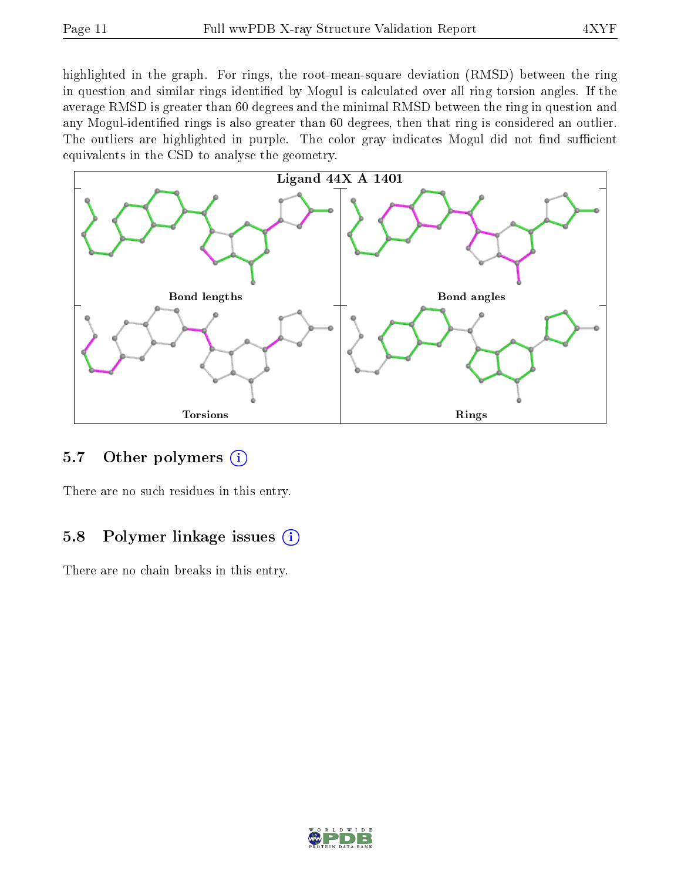highlighted in the graph. For rings, the root-mean-square deviation (RMSD) between the ring in question and similar rings identified by Mogul is calculated over all ring torsion angles. If the average RMSD is greater than 60 degrees and the minimal RMSD between the ring in question and any Mogul-identified rings is also greater than 60 degrees, then that ring is considered an outlier. The outliers are highlighted in purple. The color gray indicates Mogul did not find sufficient equivalents in the CSD to analyse the geometry.

Ligand 44X A 1401

Bond lengths

Bond angles

Torsions

Rings

## 5.7 Other polymers

There are no such residues in this entry.

## 5.8 Polymer linkage issues

There are no chain breaks in this entry.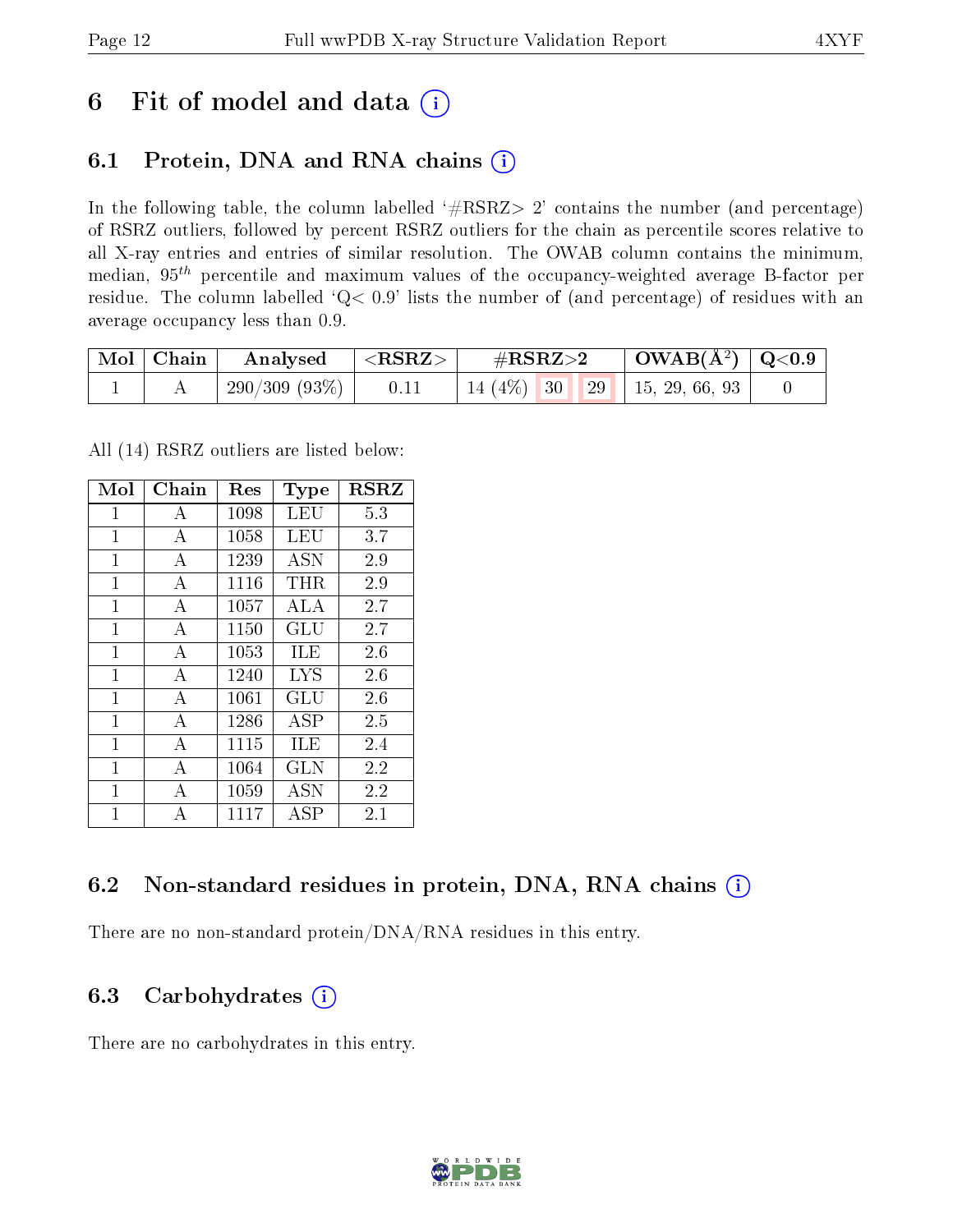# 6 Fit of model and data (i)

## 6.1 Protein, DNA and RNA chains (i)

In the following table, the column labelled '#RSRZ> 2' contains the number (and percentage) of RSRZ outliers, followed by percent RSRZ outliers for the chain as percentile scores relative to all X-ray entries and entries of similar resolution. The OWAB column contains the minimum, median, $95^{th}$ percentile and maximum values of the occupancy-weighted average B-factor per residue. The column labelled 'Q< 0.9' lists the number of (and percentage) of residues with an average occupancy less than 0.9.

| Mol | Chain | Analysed | <RSRZ> | #RSRZ>2 | | | OWAB(Å²) | Q<0.9 |
|---|---|---|---|---|---|---|---|---|
| 1 | A | 290/309 (93%) | 0.11 | 14 (4%) | 30 | 29 | 15, 29, 66, 93 | 0 |

All (14) RSRZ outliers are listed below:

| Mol | Chain | Res | Type | RSRZ |
|---|---|---|---|---|
| 1 | A | 1098 | LEU | 5.3 |
| 1 | A | 1058 | LEU | 3.7 |
| 1 | A | 1239 | ASN | 2.9 |
| 1 | A | 1116 | THR | 2.9 |
| 1 | A | 1057 | ALA | 2.7 |
| 1 | A | 1150 | GLU | 2.7 |
| 1 | A | 1053 | ILE | 2.6 |
| 1 | A | 1240 | LYS | 2.6 |
| 1 | A | 1061 | GLU | 2.6 |
| 1 | A | 1286 | ASP | 2.5 |
| 1 | A | 1115 | ILE | 2.4 |
| 1 | A | 1064 | GLN | 2.2 |
| 1 | A | 1059 | ASN | 2.2 |
| 1 | A | 1117 | ASP | 2.1 |

## 6.2 Non-standard residues in protein, DNA, RNA chains (i)

There are no non-standard protein/DNA/RNA residues in this entry.

## 6.3 Carbohydrates (i)

There are no carbohydrates in this entry.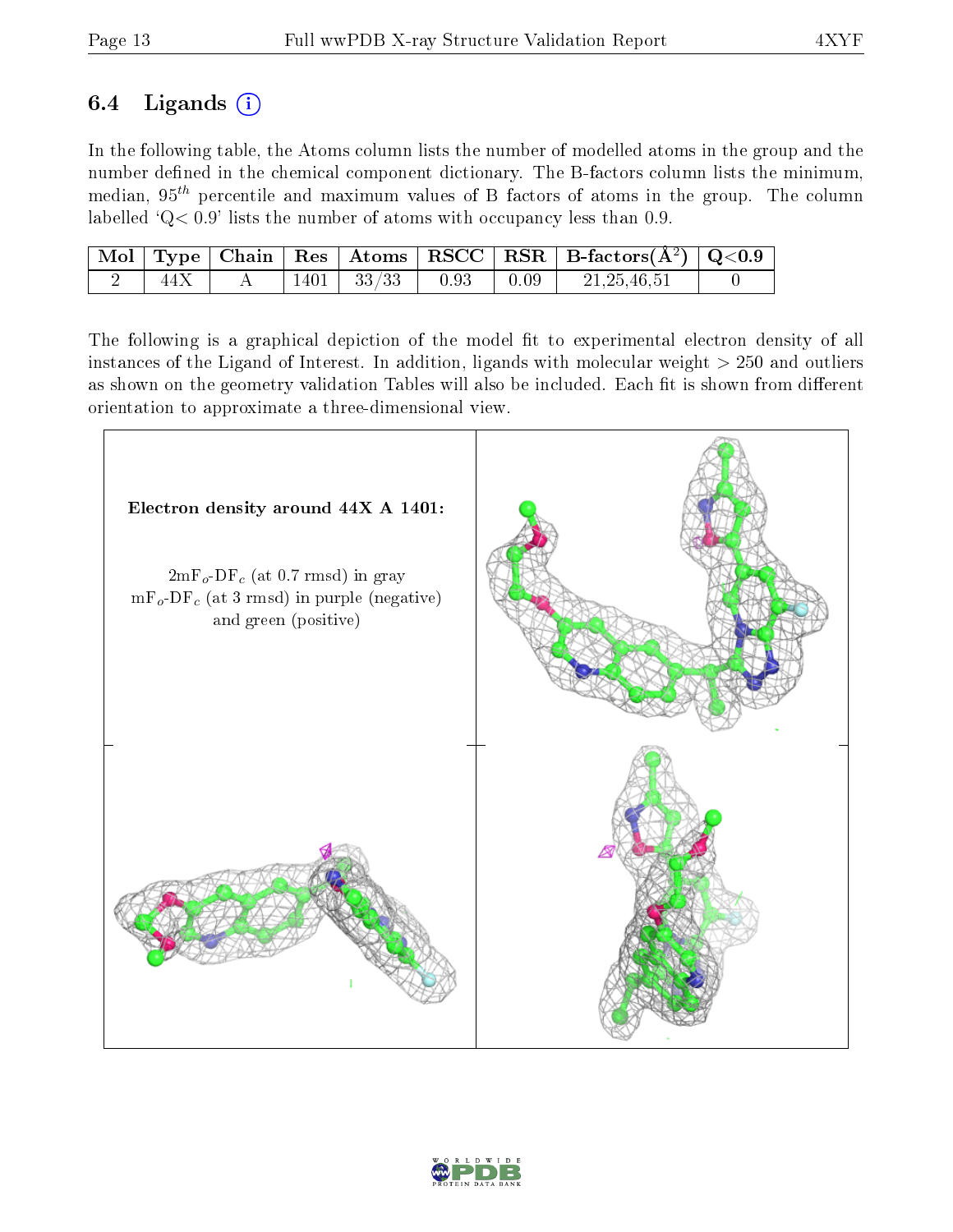### 6.4 Ligands

In the following table, the Atoms column lists the number of modelled atoms in the group and the number defined in the chemical component dictionary. The B-factors column lists the minimum, median, $95^{th}$ percentile and maximum values of B factors of atoms in the group. The column labelled 'Q< 0.9' lists the number of atoms with occupancy less than 0.9.

| Mol | Type | Chain | Res | Atoms | RSCC | RSR | B-factors($Å^2$) | Q<0.9 |
|---|---|---|---|---|---|---|---|---|
| 2 | 44X | A | 1401 | 33/33 | 0.93 | 0.09 | 21,25,46,51 | 0 |

The following is a graphical depiction of the model fit to experimental electron density of all instances of the Ligand of Interest. In addition, ligands with molecular weight > 250 and outliers as shown on the geometry validation Tables will also be included. Each fit is shown from different orientation to approximate a three-dimensional view.

**Electron density around 44X A 1401:**

$2mF_o$-$DF_c$ (at 0.7 rmsd) in gray
$mF_o$-$DF_c$ (at 3 rmsd) in purple (negative) and green (positive)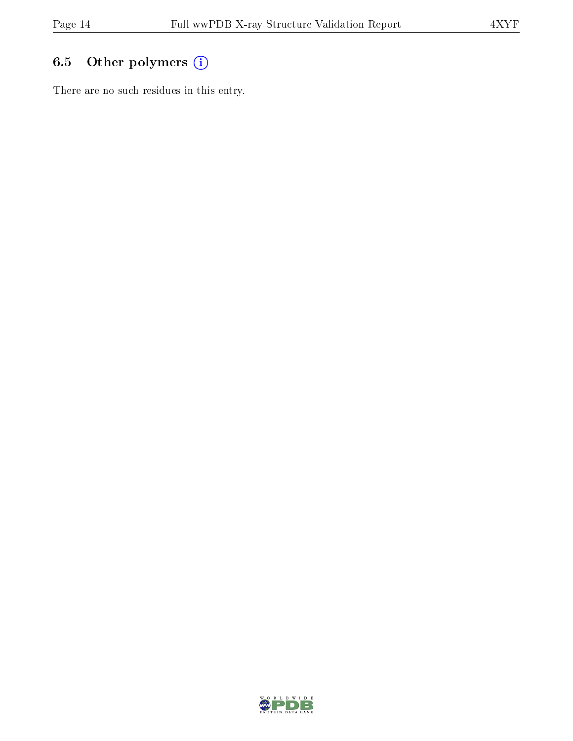### 6.5 Other polymers (i)

There are no such residues in this entry.